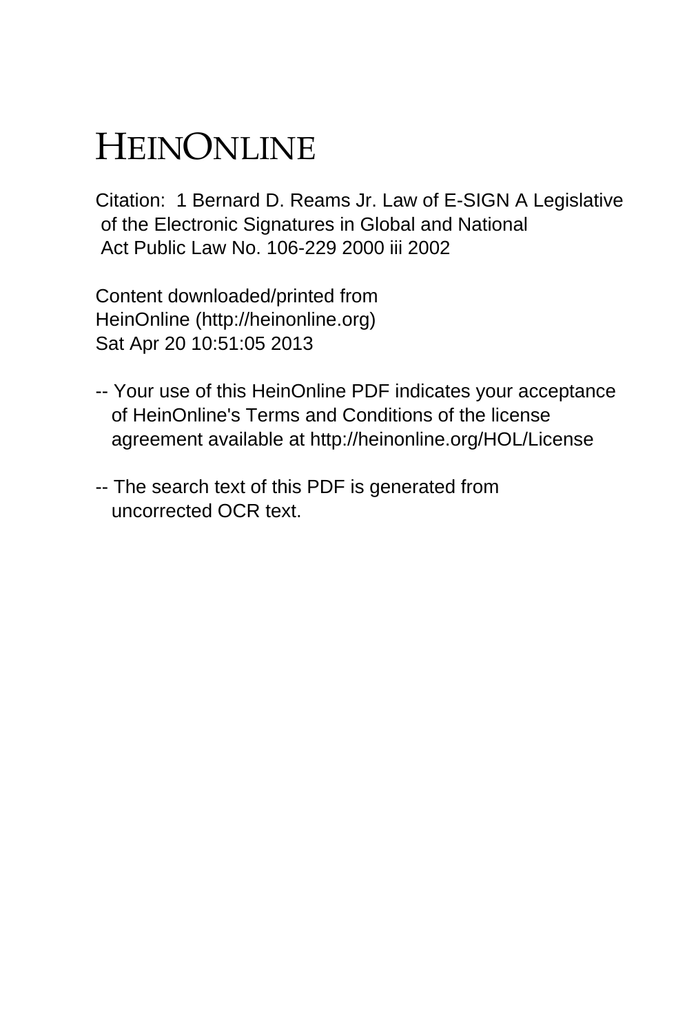# HEINONLINE

Citation: 1 Bernard D. Reams Jr. Law of E-SIGN A Legislative of the Electronic Signatures in Global and National Act Public Law No. 106-229 2000 iii 2002

Content downloaded/printed from HeinOnline (http://heinonline.org)
Sat Apr 20 10:51:05 2013

-- Your use of this HeinOnline PDF indicates your acceptance of HeinOnline's Terms and Conditions of the license agreement available at http://heinonline.org/HOL/License

-- The search text of this PDF is generated from uncorrected OCR text.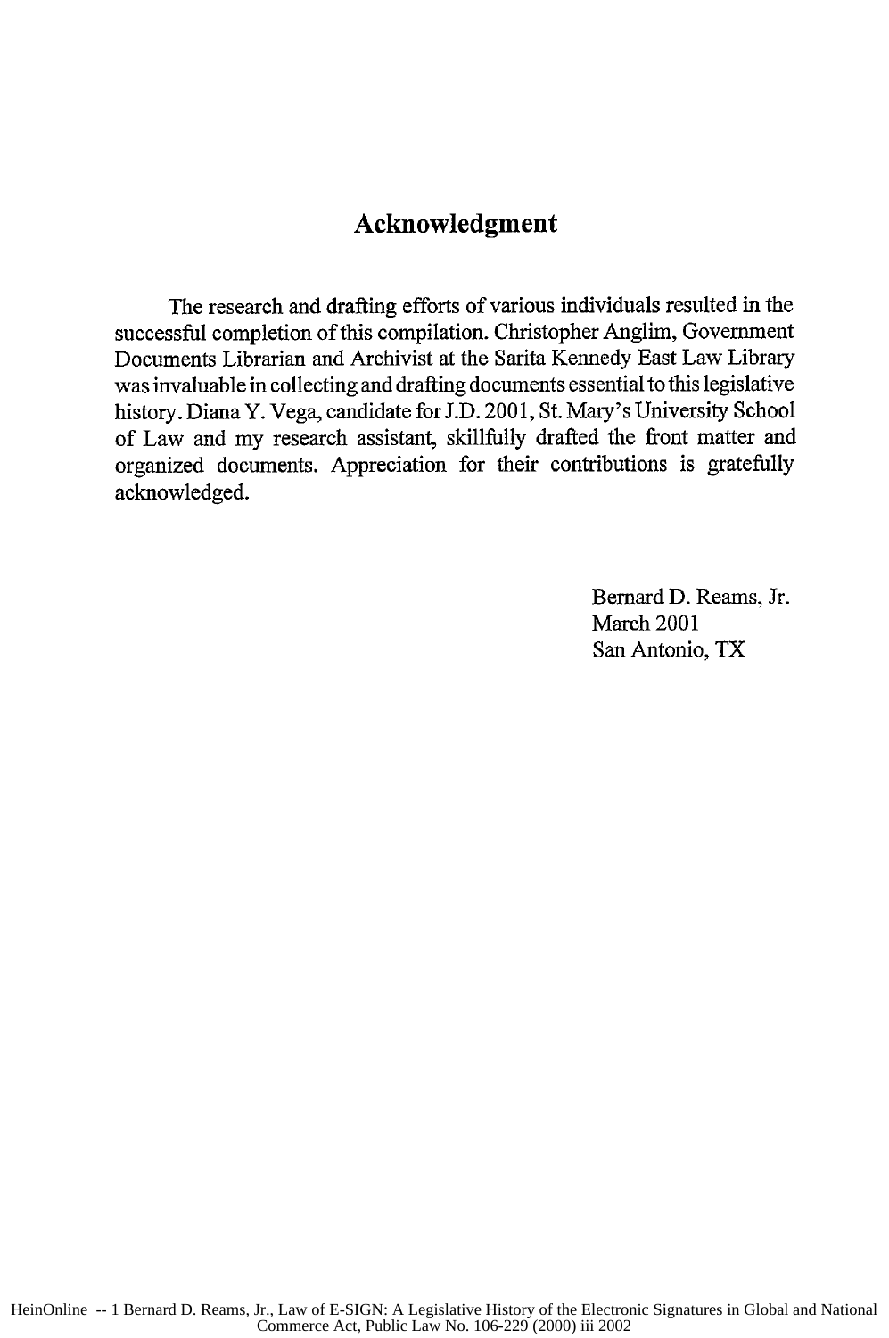# Acknowledgment

The research and drafting efforts of various individuals resulted in the successful completion of this compilation. Christopher Anglim, Government Documents Librarian and Archivist at the Sarita Kennedy East Law Library was invaluable in collecting and drafting documents essential to this legislative history. Diana Y. Vega, candidate for J.D. 2001, St. Mary's University School of Law and my research assistant, skillfully drafted the front matter and organized documents. Appreciation for their contributions is gratefully acknowledged.

Bernard D. Reams, Jr.
March 2001
San Antonio, TX